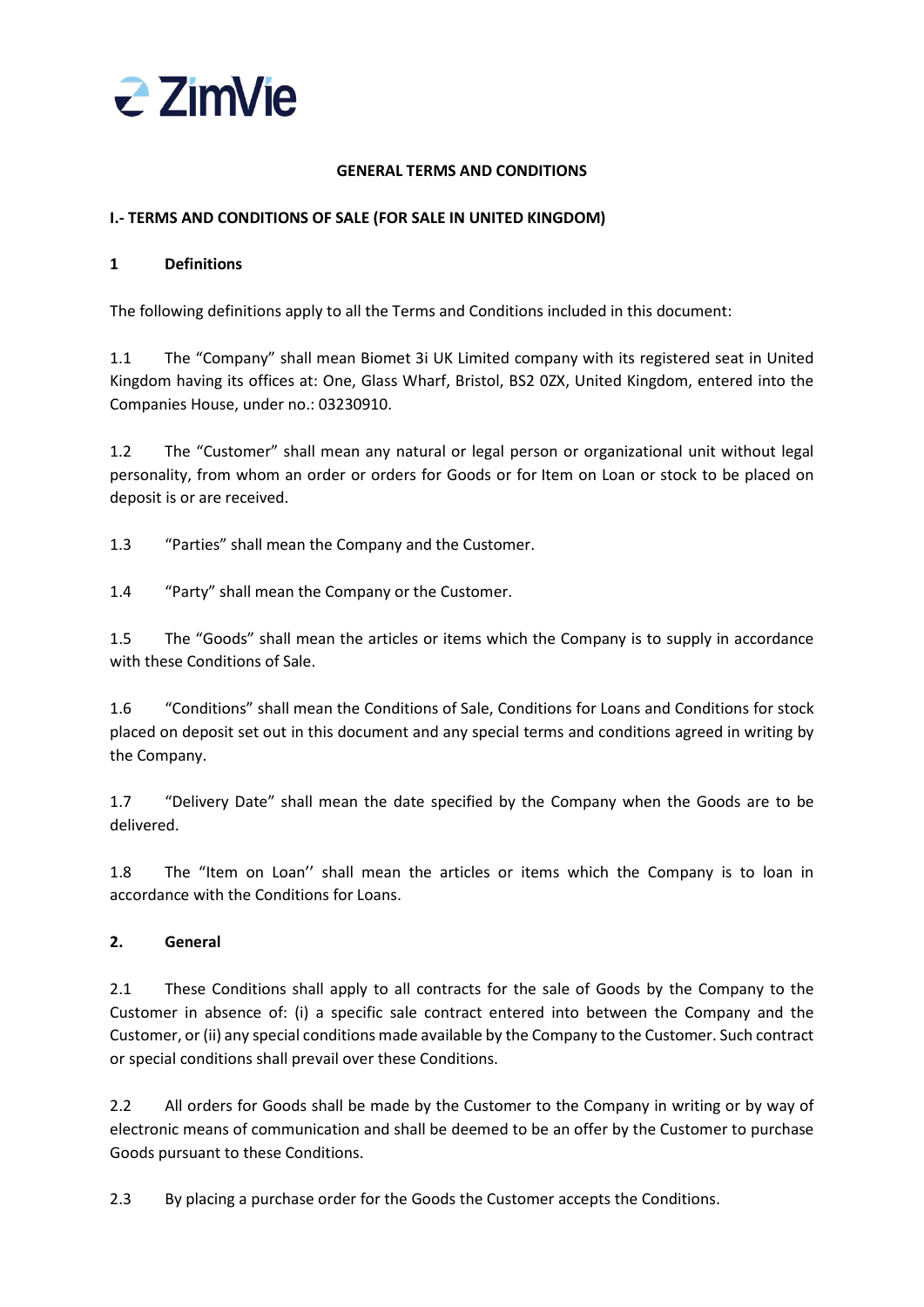# GENERAL TERMS AND CONDITIONS

## I.- TERMS AND CONDITIONS OF SALE (FOR SALE IN UNITED KINGDOM)

### 1 Definitions

The following definitions apply to all the Terms and Conditions included in this document:

1.1 The "Company" shall mean Biomet 3i UK Limited company with its registered seat in United Kingdom having its offices at: One, Glass Wharf, Bristol, BS2 0ZX, United Kingdom, entered into the Companies House, under no.: 03230910.

1.2 The "Customer" shall mean any natural or legal person or organizational unit without legal personality, from whom an order or orders for Goods or for Item on Loan or stock to be placed on deposit is or are received.

1.3 "Parties" shall mean the Company and the Customer.

1.4 "Party" shall mean the Company or the Customer.

1.5 The "Goods" shall mean the articles or items which the Company is to supply in accordance with these Conditions of Sale.

1.6 "Conditions" shall mean the Conditions of Sale, Conditions for Loans and Conditions for stock placed on deposit set out in this document and any special terms and conditions agreed in writing by the Company.

1.7 "Delivery Date" shall mean the date specified by the Company when the Goods are to be delivered.

1.8 The "Item on Loan'' shall mean the articles or items which the Company is to loan in accordance with the Conditions for Loans.

### 2. General

2.1 These Conditions shall apply to all contracts for the sale of Goods by the Company to the Customer in absence of: (i) a specific sale contract entered into between the Company and the Customer, or (ii) any special conditions made available by the Company to the Customer. Such contract or special conditions shall prevail over these Conditions.

2.2 All orders for Goods shall be made by the Customer to the Company in writing or by way of electronic means of communication and shall be deemed to be an offer by the Customer to purchase Goods pursuant to these Conditions.

2.3 By placing a purchase order for the Goods the Customer accepts the Conditions.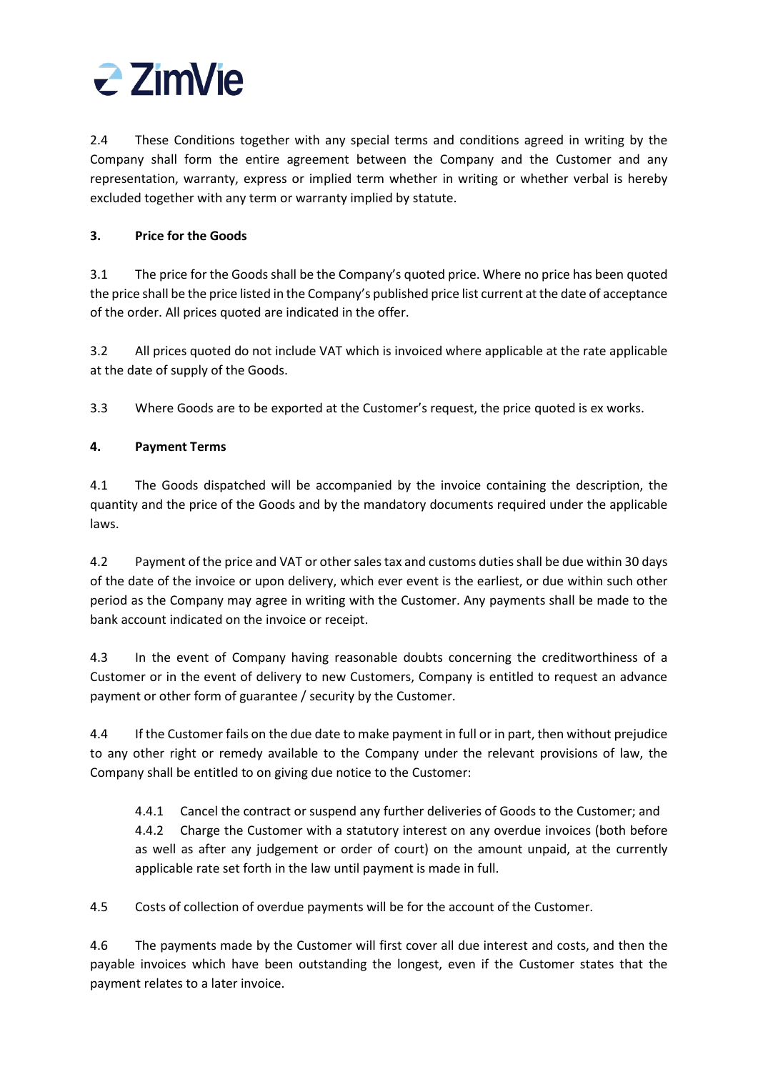2.4 These Conditions together with any special terms and conditions agreed in writing by the Company shall form the entire agreement between the Company and the Customer and any representation, warranty, express or implied term whether in writing or whether verbal is hereby excluded together with any term or warranty implied by statute.

## 3. Price for the Goods

3.1 The price for the Goods shall be the Company's quoted price. Where no price has been quoted the price shall be the price listed in the Company's published price list current at the date of acceptance of the order. All prices quoted are indicated in the offer.

3.2 All prices quoted do not include VAT which is invoiced where applicable at the rate applicable at the date of supply of the Goods.

3.3 Where Goods are to be exported at the Customer's request, the price quoted is ex works.

## 4. Payment Terms

4.1 The Goods dispatched will be accompanied by the invoice containing the description, the quantity and the price of the Goods and by the mandatory documents required under the applicable laws.

4.2 Payment of the price and VAT or other sales tax and customs duties shall be due within 30 days of the date of the invoice or upon delivery, which ever event is the earliest, or due within such other period as the Company may agree in writing with the Customer. Any payments shall be made to the bank account indicated on the invoice or receipt.

4.3 In the event of Company having reasonable doubts concerning the creditworthiness of a Customer or in the event of delivery to new Customers, Company is entitled to request an advance payment or other form of guarantee / security by the Customer.

4.4 If the Customer fails on the due date to make payment in full or in part, then without prejudice to any other right or remedy available to the Company under the relevant provisions of law, the Company shall be entitled to on giving due notice to the Customer:

4.4.1 Cancel the contract or suspend any further deliveries of Goods to the Customer; and

4.4.2 Charge the Customer with a statutory interest on any overdue invoices (both before as well as after any judgement or order of court) on the amount unpaid, at the currently applicable rate set forth in the law until payment is made in full.

4.5 Costs of collection of overdue payments will be for the account of the Customer.

4.6 The payments made by the Customer will first cover all due interest and costs, and then the payable invoices which have been outstanding the longest, even if the Customer states that the payment relates to a later invoice.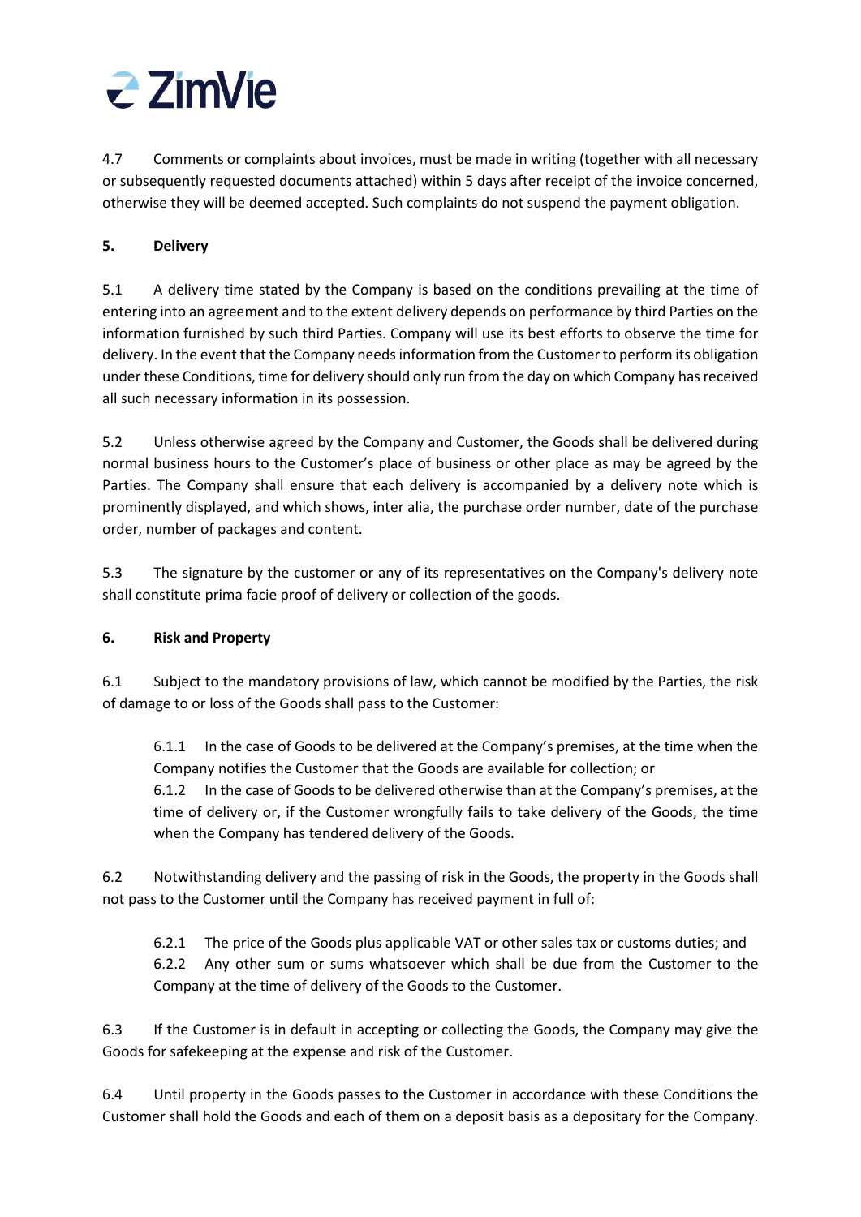4.7 Comments or complaints about invoices, must be made in writing (together with all necessary or subsequently requested documents attached) within 5 days after receipt of the invoice concerned, otherwise they will be deemed accepted. Such complaints do not suspend the payment obligation.

## 5. Delivery

5.1 A delivery time stated by the Company is based on the conditions prevailing at the time of entering into an agreement and to the extent delivery depends on performance by third Parties on the information furnished by such third Parties. Company will use its best efforts to observe the time for delivery. In the event that the Company needs information from the Customer to perform its obligation under these Conditions, time for delivery should only run from the day on which Company has received all such necessary information in its possession.

5.2 Unless otherwise agreed by the Company and Customer, the Goods shall be delivered during normal business hours to the Customer's place of business or other place as may be agreed by the Parties. The Company shall ensure that each delivery is accompanied by a delivery note which is prominently displayed, and which shows, inter alia, the purchase order number, date of the purchase order, number of packages and content.

5.3 The signature by the customer or any of its representatives on the Company's delivery note shall constitute prima facie proof of delivery or collection of the goods.

## 6. Risk and Property

6.1 Subject to the mandatory provisions of law, which cannot be modified by the Parties, the risk of damage to or loss of the Goods shall pass to the Customer:

6.1.1 In the case of Goods to be delivered at the Company's premises, at the time when the Company notifies the Customer that the Goods are available for collection; or

6.1.2 In the case of Goods to be delivered otherwise than at the Company's premises, at the time of delivery or, if the Customer wrongfully fails to take delivery of the Goods, the time when the Company has tendered delivery of the Goods.

6.2 Notwithstanding delivery and the passing of risk in the Goods, the property in the Goods shall not pass to the Customer until the Company has received payment in full of:

6.2.1 The price of the Goods plus applicable VAT or other sales tax or customs duties; and

6.2.2 Any other sum or sums whatsoever which shall be due from the Customer to the Company at the time of delivery of the Goods to the Customer.

6.3 If the Customer is in default in accepting or collecting the Goods, the Company may give the Goods for safekeeping at the expense and risk of the Customer.

6.4 Until property in the Goods passes to the Customer in accordance with these Conditions the Customer shall hold the Goods and each of them on a deposit basis as a depositary for the Company.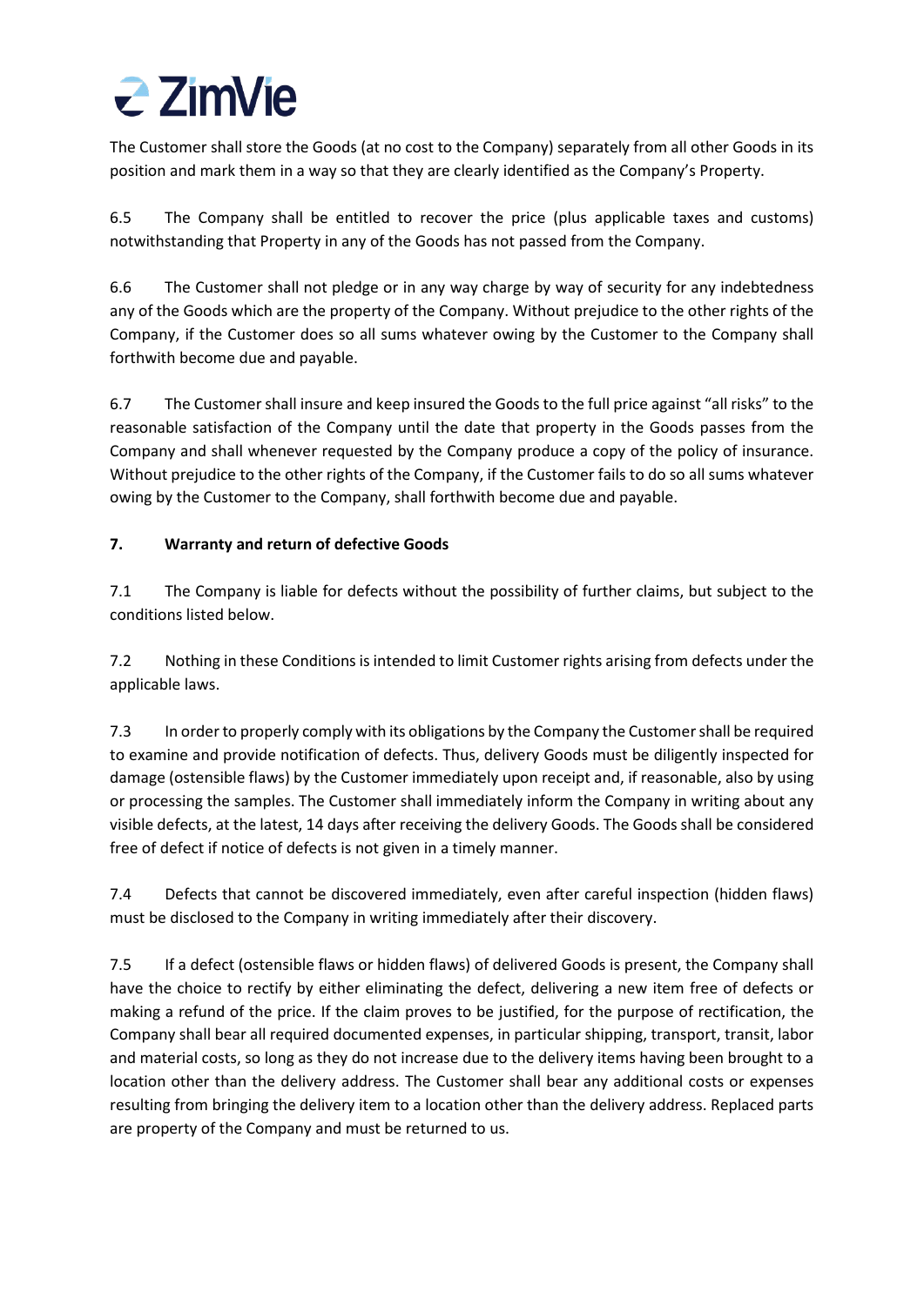The Customer shall store the Goods (at no cost to the Company) separately from all other Goods in its position and mark them in a way so that they are clearly identified as the Company's Property.

6.5 The Company shall be entitled to recover the price (plus applicable taxes and customs) notwithstanding that Property in any of the Goods has not passed from the Company.

6.6 The Customer shall not pledge or in any way charge by way of security for any indebtedness any of the Goods which are the property of the Company. Without prejudice to the other rights of the Company, if the Customer does so all sums whatever owing by the Customer to the Company shall forthwith become due and payable.

6.7 The Customer shall insure and keep insured the Goods to the full price against "all risks" to the reasonable satisfaction of the Company until the date that property in the Goods passes from the Company and shall whenever requested by the Company produce a copy of the policy of insurance. Without prejudice to the other rights of the Company, if the Customer fails to do so all sums whatever owing by the Customer to the Company, shall forthwith become due and payable.

**7. Warranty and return of defective Goods**

7.1 The Company is liable for defects without the possibility of further claims, but subject to the conditions listed below.

7.2 Nothing in these Conditions is intended to limit Customer rights arising from defects under the applicable laws.

7.3 In order to properly comply with its obligations by the Company the Customer shall be required to examine and provide notification of defects. Thus, delivery Goods must be diligently inspected for damage (ostensible flaws) by the Customer immediately upon receipt and, if reasonable, also by using or processing the samples. The Customer shall immediately inform the Company in writing about any visible defects, at the latest, 14 days after receiving the delivery Goods. The Goods shall be considered free of defect if notice of defects is not given in a timely manner.

7.4 Defects that cannot be discovered immediately, even after careful inspection (hidden flaws) must be disclosed to the Company in writing immediately after their discovery.

7.5 If a defect (ostensible flaws or hidden flaws) of delivered Goods is present, the Company shall have the choice to rectify by either eliminating the defect, delivering a new item free of defects or making a refund of the price. If the claim proves to be justified, for the purpose of rectification, the Company shall bear all required documented expenses, in particular shipping, transport, transit, labor and material costs, so long as they do not increase due to the delivery items having been brought to a location other than the delivery address. The Customer shall bear any additional costs or expenses resulting from bringing the delivery item to a location other than the delivery address. Replaced parts are property of the Company and must be returned to us.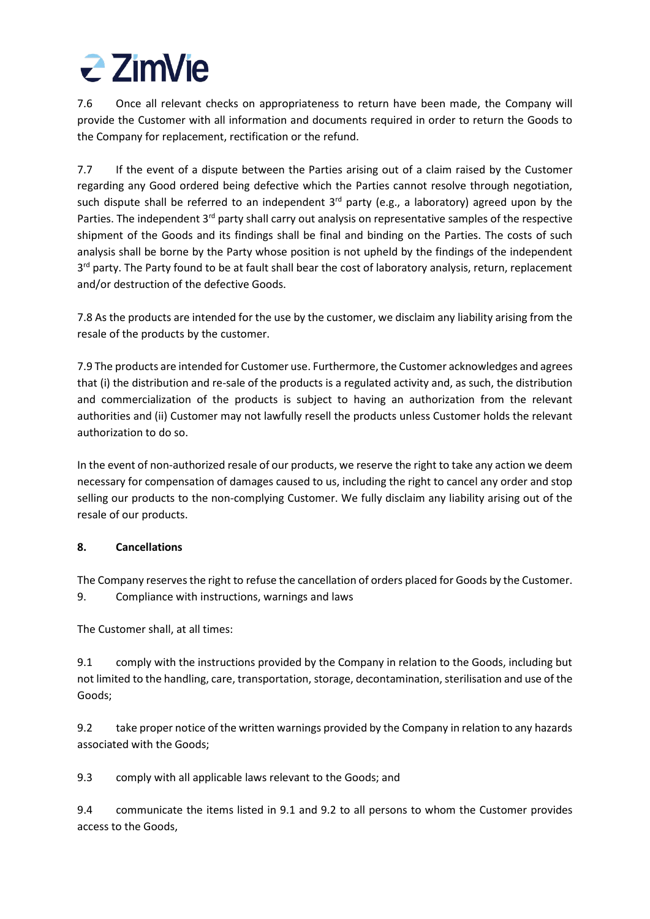7.6 Once all relevant checks on appropriateness to return have been made, the Company will provide the Customer with all information and documents required in order to return the Goods to the Company for replacement, rectification or the refund.

7.7 If the event of a dispute between the Parties arising out of a claim raised by the Customer regarding any Good ordered being defective which the Parties cannot resolve through negotiation, such dispute shall be referred to an independent 3rd party (e.g., a laboratory) agreed upon by the Parties. The independent 3rd party shall carry out analysis on representative samples of the respective shipment of the Goods and its findings shall be final and binding on the Parties. The costs of such analysis shall be borne by the Party whose position is not upheld by the findings of the independent 3rd party. The Party found to be at fault shall bear the cost of laboratory analysis, return, replacement and/or destruction of the defective Goods.

7.8 As the products are intended for the use by the customer, we disclaim any liability arising from the resale of the products by the customer.

7.9 The products are intended for Customer use. Furthermore, the Customer acknowledges and agrees that (i) the distribution and re-sale of the products is a regulated activity and, as such, the distribution and commercialization of the products is subject to having an authorization from the relevant authorities and (ii) Customer may not lawfully resell the products unless Customer holds the relevant authorization to do so.

In the event of non-authorized resale of our products, we reserve the right to take any action we deem necessary for compensation of damages caused to us, including the right to cancel any order and stop selling our products to the non-complying Customer. We fully disclaim any liability arising out of the resale of our products.

**8. Cancellations**

The Company reserves the right to refuse the cancellation of orders placed for Goods by the Customer.

9. Compliance with instructions, warnings and laws

The Customer shall, at all times:

9.1 comply with the instructions provided by the Company in relation to the Goods, including but not limited to the handling, care, transportation, storage, decontamination, sterilisation and use of the Goods;

9.2 take proper notice of the written warnings provided by the Company in relation to any hazards associated with the Goods;

9.3 comply with all applicable laws relevant to the Goods; and

9.4 communicate the items listed in 9.1 and 9.2 to all persons to whom the Customer provides access to the Goods,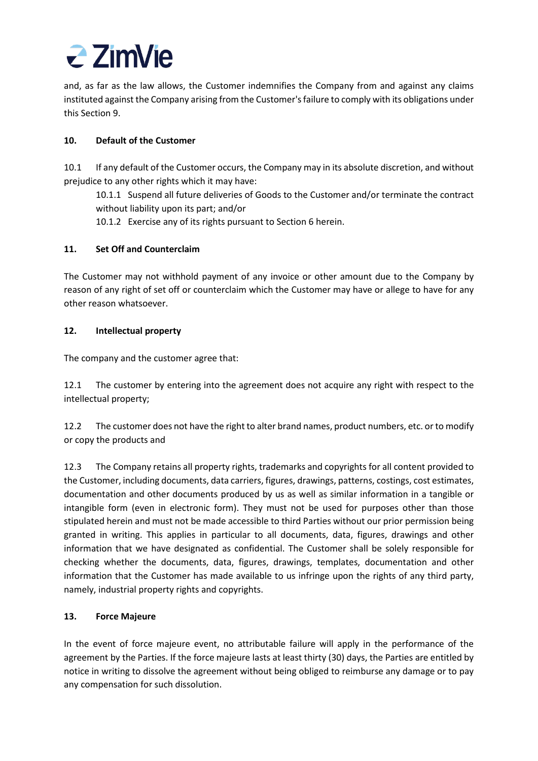and, as far as the law allows, the Customer indemnifies the Company from and against any claims instituted against the Company arising from the Customer's failure to comply with its obligations under this Section 9.

## 10. Default of the Customer

10.1 If any default of the Customer occurs, the Company may in its absolute discretion, and without prejudice to any other rights which it may have:

10.1.1 Suspend all future deliveries of Goods to the Customer and/or terminate the contract without liability upon its part; and/or

10.1.2 Exercise any of its rights pursuant to Section 6 herein.

## 11. Set Off and Counterclaim

The Customer may not withhold payment of any invoice or other amount due to the Company by reason of any right of set off or counterclaim which the Customer may have or allege to have for any other reason whatsoever.

## 12. Intellectual property

The company and the customer agree that:

12.1 The customer by entering into the agreement does not acquire any right with respect to the intellectual property;

12.2 The customer does not have the right to alter brand names, product numbers, etc. or to modify or copy the products and

12.3 The Company retains all property rights, trademarks and copyrights for all content provided to the Customer, including documents, data carriers, figures, drawings, patterns, costings, cost estimates, documentation and other documents produced by us as well as similar information in a tangible or intangible form (even in electronic form). They must not be used for purposes other than those stipulated herein and must not be made accessible to third Parties without our prior permission being granted in writing. This applies in particular to all documents, data, figures, drawings and other information that we have designated as confidential. The Customer shall be solely responsible for checking whether the documents, data, figures, drawings, templates, documentation and other information that the Customer has made available to us infringe upon the rights of any third party, namely, industrial property rights and copyrights.

## 13. Force Majeure

In the event of force majeure event, no attributable failure will apply in the performance of the agreement by the Parties. If the force majeure lasts at least thirty (30) days, the Parties are entitled by notice in writing to dissolve the agreement without being obliged to reimburse any damage or to pay any compensation for such dissolution.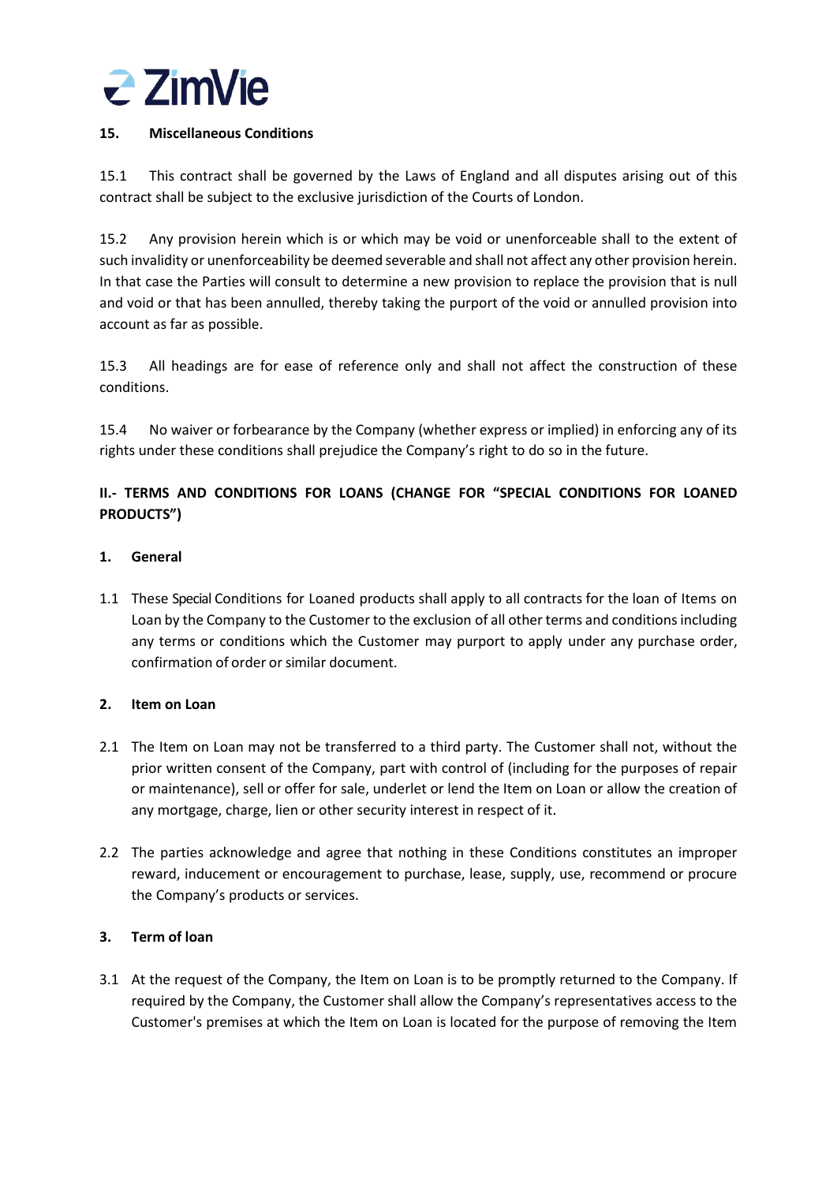## 15. Miscellaneous Conditions

15.1 This contract shall be governed by the Laws of England and all disputes arising out of this contract shall be subject to the exclusive jurisdiction of the Courts of London.

15.2 Any provision herein which is or which may be void or unenforceable shall to the extent of such invalidity or unenforceability be deemed severable and shall not affect any other provision herein. In that case the Parties will consult to determine a new provision to replace the provision that is null and void or that has been annulled, thereby taking the purport of the void or annulled provision into account as far as possible.

15.3 All headings are for ease of reference only and shall not affect the construction of these conditions.

15.4 No waiver or forbearance by the Company (whether express or implied) in enforcing any of its rights under these conditions shall prejudice the Company's right to do so in the future.

# II.- TERMS AND CONDITIONS FOR LOANS (CHANGE FOR "SPECIAL CONDITIONS FOR LOANED PRODUCTS")

## 1. General

1.1 These Special Conditions for Loaned products shall apply to all contracts for the loan of Items on Loan by the Company to the Customer to the exclusion of all other terms and conditions including any terms or conditions which the Customer may purport to apply under any purchase order, confirmation of order or similar document.

## 2. Item on Loan

2.1 The Item on Loan may not be transferred to a third party. The Customer shall not, without the prior written consent of the Company, part with control of (including for the purposes of repair or maintenance), sell or offer for sale, underlet or lend the Item on Loan or allow the creation of any mortgage, charge, lien or other security interest in respect of it.

2.2 The parties acknowledge and agree that nothing in these Conditions constitutes an improper reward, inducement or encouragement to purchase, lease, supply, use, recommend or procure the Company's products or services.

## 3. Term of loan

3.1 At the request of the Company, the Item on Loan is to be promptly returned to the Company. If required by the Company, the Customer shall allow the Company's representatives access to the Customer's premises at which the Item on Loan is located for the purpose of removing the Item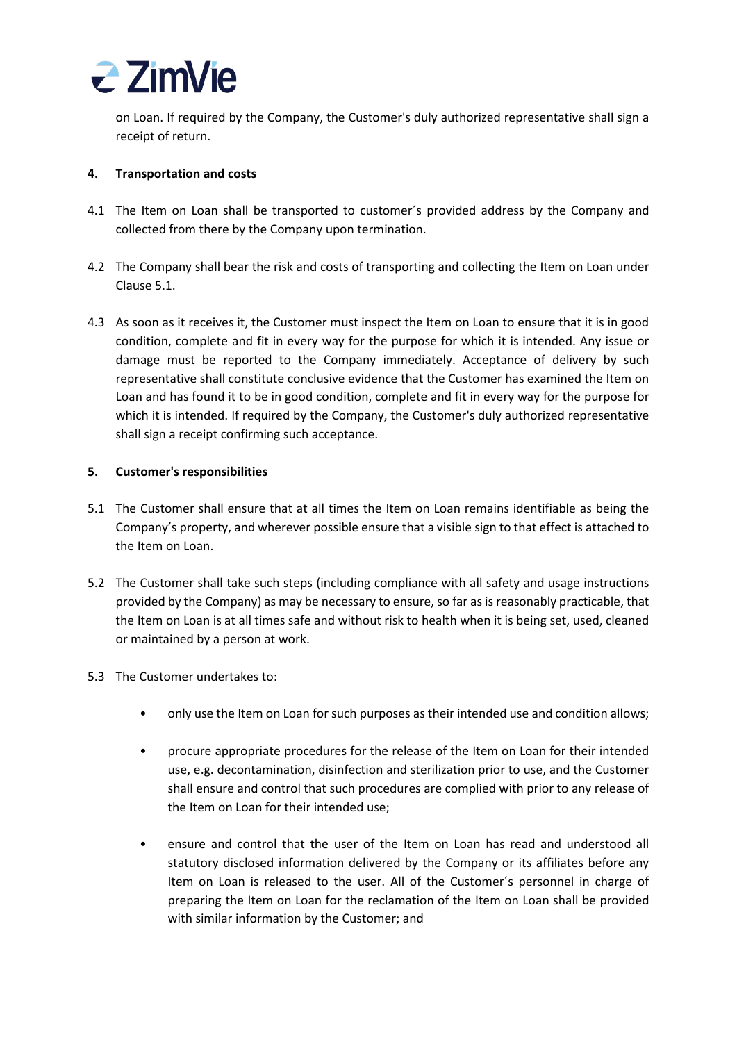on Loan. If required by the Company, the Customer's duly authorized representative shall sign a receipt of return.

## 4. Transportation and costs

4.1 The Item on Loan shall be transported to customer´s provided address by the Company and collected from there by the Company upon termination.

4.2 The Company shall bear the risk and costs of transporting and collecting the Item on Loan under Clause 5.1.

4.3 As soon as it receives it, the Customer must inspect the Item on Loan to ensure that it is in good condition, complete and fit in every way for the purpose for which it is intended. Any issue or damage must be reported to the Company immediately. Acceptance of delivery by such representative shall constitute conclusive evidence that the Customer has examined the Item on Loan and has found it to be in good condition, complete and fit in every way for the purpose for which it is intended. If required by the Company, the Customer's duly authorized representative shall sign a receipt confirming such acceptance.

## 5. Customer's responsibilities

5.1 The Customer shall ensure that at all times the Item on Loan remains identifiable as being the Company's property, and wherever possible ensure that a visible sign to that effect is attached to the Item on Loan.

5.2 The Customer shall take such steps (including compliance with all safety and usage instructions provided by the Company) as may be necessary to ensure, so far as is reasonably practicable, that the Item on Loan is at all times safe and without risk to health when it is being set, used, cleaned or maintained by a person at work.

5.3 The Customer undertakes to:

- only use the Item on Loan for such purposes as their intended use and condition allows;
- procure appropriate procedures for the release of the Item on Loan for their intended use, e.g. decontamination, disinfection and sterilization prior to use, and the Customer shall ensure and control that such procedures are complied with prior to any release of the Item on Loan for their intended use;
- ensure and control that the user of the Item on Loan has read and understood all statutory disclosed information delivered by the Company or its affiliates before any Item on Loan is released to the user. All of the Customer´s personnel in charge of preparing the Item on Loan for the reclamation of the Item on Loan shall be provided with similar information by the Customer; and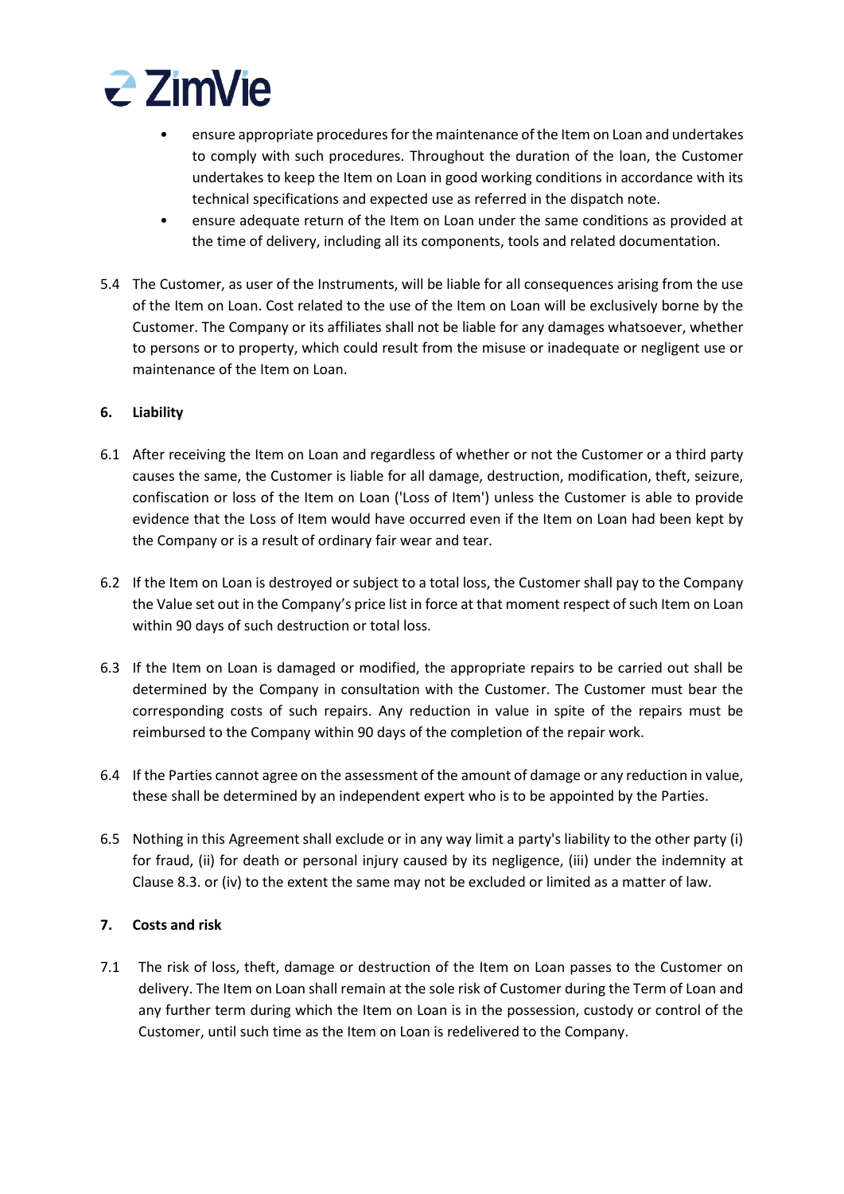- ensure appropriate procedures for the maintenance of the Item on Loan and undertakes to comply with such procedures. Throughout the duration of the loan, the Customer undertakes to keep the Item on Loan in good working conditions in accordance with its technical specifications and expected use as referred in the dispatch note.
- ensure adequate return of the Item on Loan under the same conditions as provided at the time of delivery, including all its components, tools and related documentation.

5.4 The Customer, as user of the Instruments, will be liable for all consequences arising from the use of the Item on Loan. Cost related to the use of the Item on Loan will be exclusively borne by the Customer. The Company or its affiliates shall not be liable for any damages whatsoever, whether to persons or to property, which could result from the misuse or inadequate or negligent use or maintenance of the Item on Loan.

**6. Liability**

6.1 After receiving the Item on Loan and regardless of whether or not the Customer or a third party causes the same, the Customer is liable for all damage, destruction, modification, theft, seizure, confiscation or loss of the Item on Loan ('Loss of Item') unless the Customer is able to provide evidence that the Loss of Item would have occurred even if the Item on Loan had been kept by the Company or is a result of ordinary fair wear and tear.

6.2 If the Item on Loan is destroyed or subject to a total loss, the Customer shall pay to the Company the Value set out in the Company's price list in force at that moment respect of such Item on Loan within 90 days of such destruction or total loss.

6.3 If the Item on Loan is damaged or modified, the appropriate repairs to be carried out shall be determined by the Company in consultation with the Customer. The Customer must bear the corresponding costs of such repairs. Any reduction in value in spite of the repairs must be reimbursed to the Company within 90 days of the completion of the repair work.

6.4 If the Parties cannot agree on the assessment of the amount of damage or any reduction in value, these shall be determined by an independent expert who is to be appointed by the Parties.

6.5 Nothing in this Agreement shall exclude or in any way limit a party's liability to the other party (i) for fraud, (ii) for death or personal injury caused by its negligence, (iii) under the indemnity at Clause 8.3. or (iv) to the extent the same may not be excluded or limited as a matter of law.

**7. Costs and risk**

7.1 The risk of loss, theft, damage or destruction of the Item on Loan passes to the Customer on delivery. The Item on Loan shall remain at the sole risk of Customer during the Term of Loan and any further term during which the Item on Loan is in the possession, custody or control of the Customer, until such time as the Item on Loan is redelivered to the Company.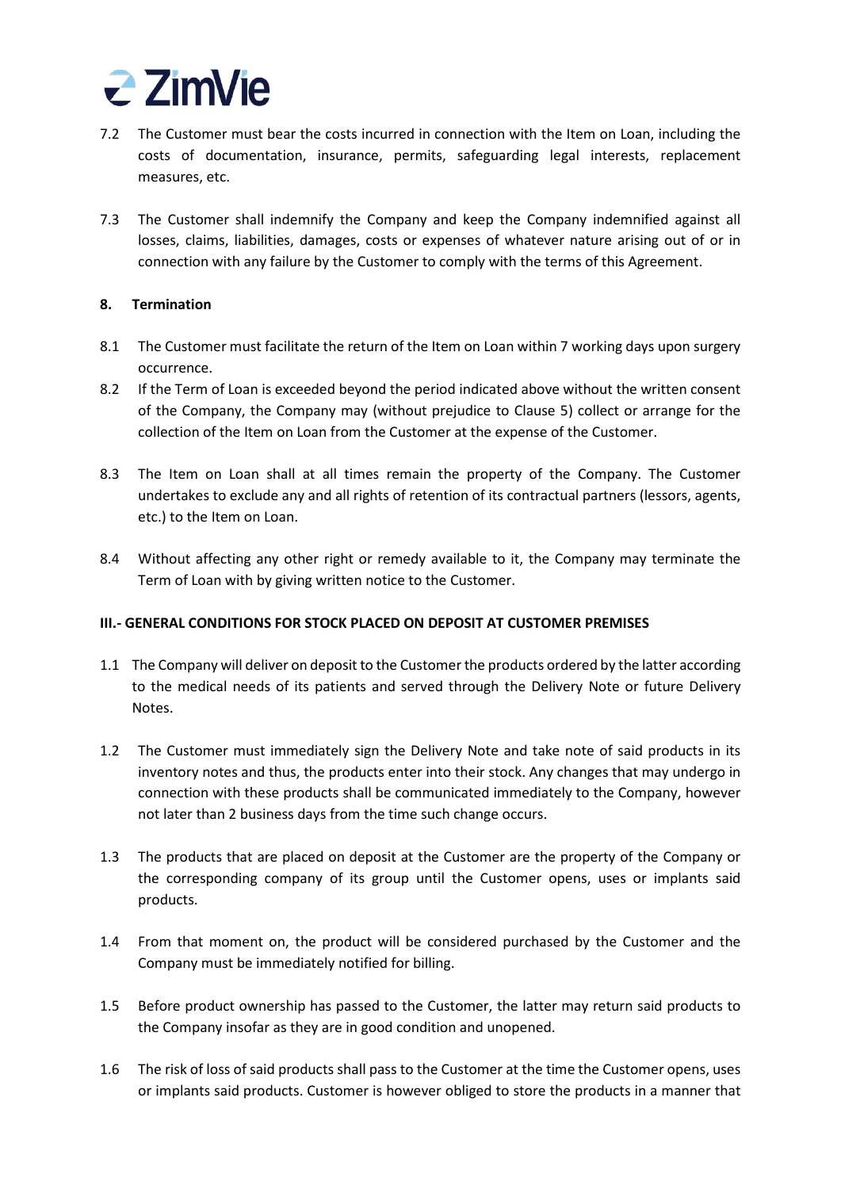7.2 The Customer must bear the costs incurred in connection with the Item on Loan, including the costs of documentation, insurance, permits, safeguarding legal interests, replacement measures, etc.

7.3 The Customer shall indemnify the Company and keep the Company indemnified against all losses, claims, liabilities, damages, costs or expenses of whatever nature arising out of or in connection with any failure by the Customer to comply with the terms of this Agreement.

**8. Termination**

8.1 The Customer must facilitate the return of the Item on Loan within 7 working days upon surgery occurrence.

8.2 If the Term of Loan is exceeded beyond the period indicated above without the written consent of the Company, the Company may (without prejudice to Clause 5) collect or arrange for the collection of the Item on Loan from the Customer at the expense of the Customer.

8.3 The Item on Loan shall at all times remain the property of the Company. The Customer undertakes to exclude any and all rights of retention of its contractual partners (lessors, agents, etc.) to the Item on Loan.

8.4 Without affecting any other right or remedy available to it, the Company may terminate the Term of Loan with by giving written notice to the Customer.

**III.- GENERAL CONDITIONS FOR STOCK PLACED ON DEPOSIT AT CUSTOMER PREMISES**

1.1 The Company will deliver on deposit to the Customer the products ordered by the latter according to the medical needs of its patients and served through the Delivery Note or future Delivery Notes.

1.2 The Customer must immediately sign the Delivery Note and take note of said products in its inventory notes and thus, the products enter into their stock. Any changes that may undergo in connection with these products shall be communicated immediately to the Company, however not later than 2 business days from the time such change occurs.

1.3 The products that are placed on deposit at the Customer are the property of the Company or the corresponding company of its group until the Customer opens, uses or implants said products.

1.4 From that moment on, the product will be considered purchased by the Customer and the Company must be immediately notified for billing.

1.5 Before product ownership has passed to the Customer, the latter may return said products to the Company insofar as they are in good condition and unopened.

1.6 The risk of loss of said products shall pass to the Customer at the time the Customer opens, uses or implants said products. Customer is however obliged to store the products in a manner that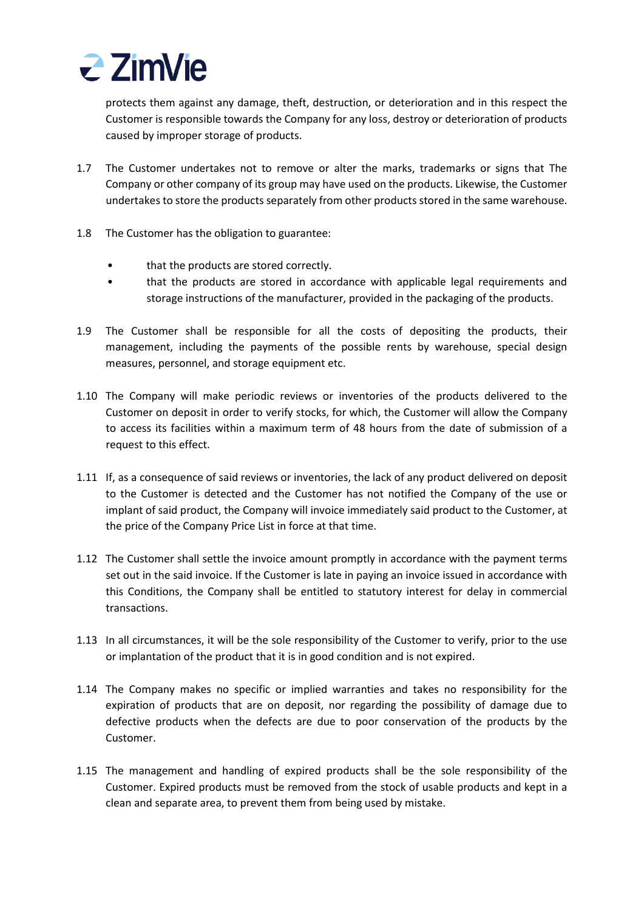protects them against any damage, theft, destruction, or deterioration and in this respect the Customer is responsible towards the Company for any loss, destroy or deterioration of products caused by improper storage of products.

1.7 The Customer undertakes not to remove or alter the marks, trademarks or signs that The Company or other company of its group may have used on the products. Likewise, the Customer undertakes to store the products separately from other products stored in the same warehouse.

1.8 The Customer has the obligation to guarantee:

- that the products are stored correctly.
- that the products are stored in accordance with applicable legal requirements and storage instructions of the manufacturer, provided in the packaging of the products.

1.9 The Customer shall be responsible for all the costs of depositing the products, their management, including the payments of the possible rents by warehouse, special design measures, personnel, and storage equipment etc.

1.10 The Company will make periodic reviews or inventories of the products delivered to the Customer on deposit in order to verify stocks, for which, the Customer will allow the Company to access its facilities within a maximum term of 48 hours from the date of submission of a request to this effect.

1.11 If, as a consequence of said reviews or inventories, the lack of any product delivered on deposit to the Customer is detected and the Customer has not notified the Company of the use or implant of said product, the Company will invoice immediately said product to the Customer, at the price of the Company Price List in force at that time.

1.12 The Customer shall settle the invoice amount promptly in accordance with the payment terms set out in the said invoice. If the Customer is late in paying an invoice issued in accordance with this Conditions, the Company shall be entitled to statutory interest for delay in commercial transactions.

1.13 In all circumstances, it will be the sole responsibility of the Customer to verify, prior to the use or implantation of the product that it is in good condition and is not expired.

1.14 The Company makes no specific or implied warranties and takes no responsibility for the expiration of products that are on deposit, nor regarding the possibility of damage due to defective products when the defects are due to poor conservation of the products by the Customer.

1.15 The management and handling of expired products shall be the sole responsibility of the Customer. Expired products must be removed from the stock of usable products and kept in a clean and separate area, to prevent them from being used by mistake.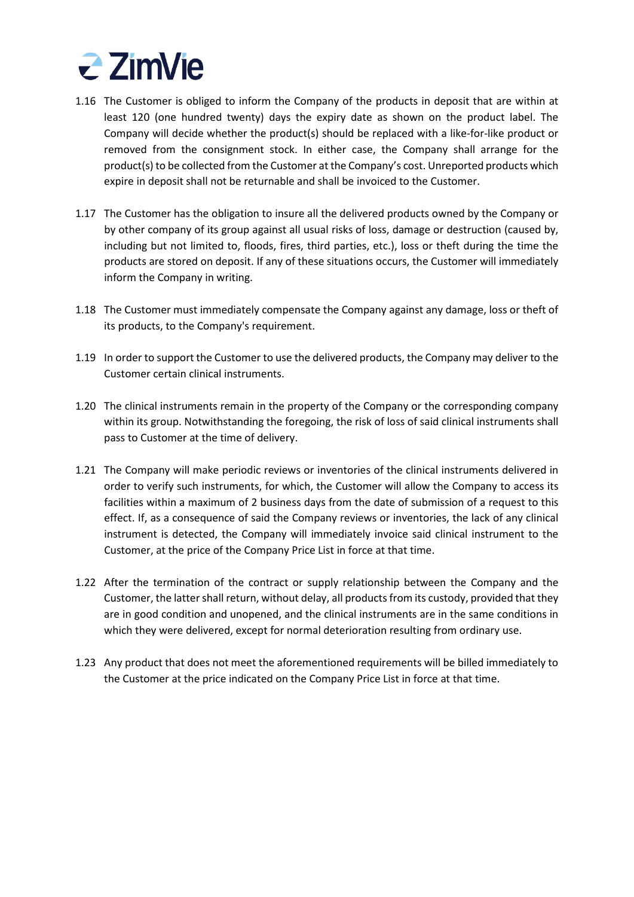1.16 The Customer is obliged to inform the Company of the products in deposit that are within at least 120 (one hundred twenty) days the expiry date as shown on the product label. The Company will decide whether the product(s) should be replaced with a like-for-like product or removed from the consignment stock. In either case, the Company shall arrange for the product(s) to be collected from the Customer at the Company's cost. Unreported products which expire in deposit shall not be returnable and shall be invoiced to the Customer.

1.17 The Customer has the obligation to insure all the delivered products owned by the Company or by other company of its group against all usual risks of loss, damage or destruction (caused by, including but not limited to, floods, fires, third parties, etc.), loss or theft during the time the products are stored on deposit. If any of these situations occurs, the Customer will immediately inform the Company in writing.

1.18 The Customer must immediately compensate the Company against any damage, loss or theft of its products, to the Company's requirement.

1.19 In order to support the Customer to use the delivered products, the Company may deliver to the Customer certain clinical instruments.

1.20 The clinical instruments remain in the property of the Company or the corresponding company within its group. Notwithstanding the foregoing, the risk of loss of said clinical instruments shall pass to Customer at the time of delivery.

1.21 The Company will make periodic reviews or inventories of the clinical instruments delivered in order to verify such instruments, for which, the Customer will allow the Company to access its facilities within a maximum of 2 business days from the date of submission of a request to this effect. If, as a consequence of said the Company reviews or inventories, the lack of any clinical instrument is detected, the Company will immediately invoice said clinical instrument to the Customer, at the price of the Company Price List in force at that time.

1.22 After the termination of the contract or supply relationship between the Company and the Customer, the latter shall return, without delay, all products from its custody, provided that they are in good condition and unopened, and the clinical instruments are in the same conditions in which they were delivered, except for normal deterioration resulting from ordinary use.

1.23 Any product that does not meet the aforementioned requirements will be billed immediately to the Customer at the price indicated on the Company Price List in force at that time.